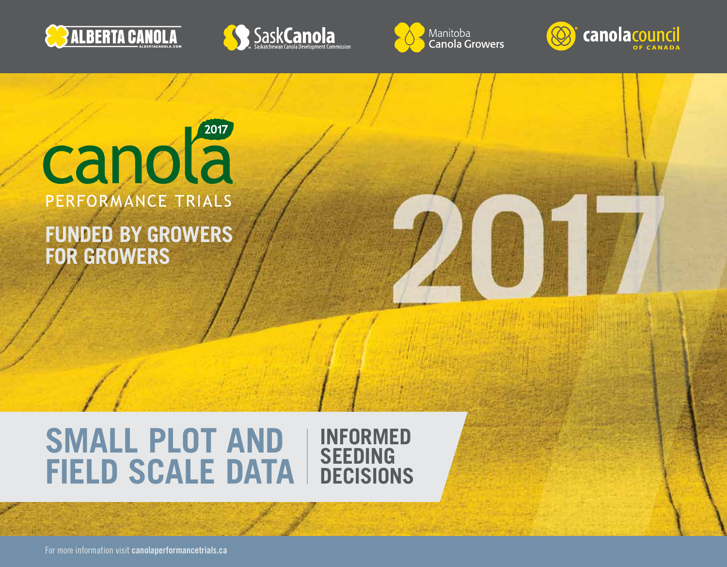ALBERTA CANOLA
ALBERTACANOLA.COM

SaskCanola
Saskatchewan Canola Development Commission

Manitoba Canola Growers

canolacouncil OF CANADA

# 2017 canola PERFORMANCE TRIALS

## FUNDED BY GROWERS FOR GROWERS

2017

# SMALL PLOT AND FIELD SCALE DATA

## INFORMED SEEDING DECISIONS

For more information visit **canolaperformancetrials.ca**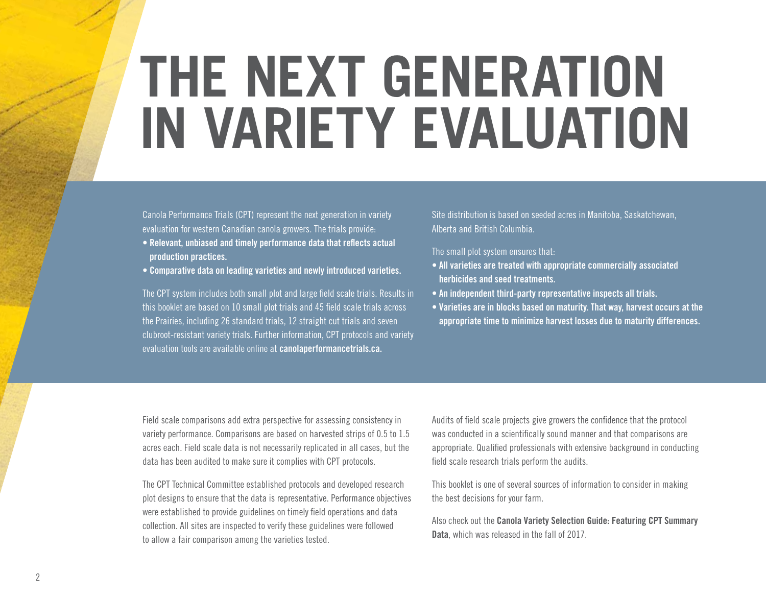# THE NEXT GENERATION IN VARIETY EVALUATION

Canola Performance Trials (CPT) represent the next generation in variety evaluation for western Canadian canola growers. The trials provide:

- **Relevant, unbiased and timely performance data that reflects actual production practices.**
- **Comparative data on leading varieties and newly introduced varieties.**

The CPT system includes both small plot and large field scale trials. Results in this booklet are based on 10 small plot trials and 45 field scale trials across the Prairies, including 26 standard trials, 12 straight cut trials and seven clubroot-resistant variety trials. Further information, CPT protocols and variety evaluation tools are available online at **canolaperformancetrials.ca.**

Site distribution is based on seeded acres in Manitoba, Saskatchewan, Alberta and British Columbia.

The small plot system ensures that:

- **All varieties are treated with appropriate commercially associated herbicides and seed treatments.**
- **An independent third-party representative inspects all trials.**
- **Varieties are in blocks based on maturity. That way, harvest occurs at the appropriate time to minimize harvest losses due to maturity differences.**

Field scale comparisons add extra perspective for assessing consistency in variety performance. Comparisons are based on harvested strips of 0.5 to 1.5 acres each. Field scale data is not necessarily replicated in all cases, but the data has been audited to make sure it complies with CPT protocols.

The CPT Technical Committee established protocols and developed research plot designs to ensure that the data is representative. Performance objectives were established to provide guidelines on timely field operations and data collection. All sites are inspected to verify these guidelines were followed to allow a fair comparison among the varieties tested.

Audits of field scale projects give growers the confidence that the protocol was conducted in a scientifically sound manner and that comparisons are appropriate. Qualified professionals with extensive background in conducting field scale research trials perform the audits.

This booklet is one of several sources of information to consider in making the best decisions for your farm.

Also check out the **Canola Variety Selection Guide: Featuring CPT Summary Data**, which was released in the fall of 2017.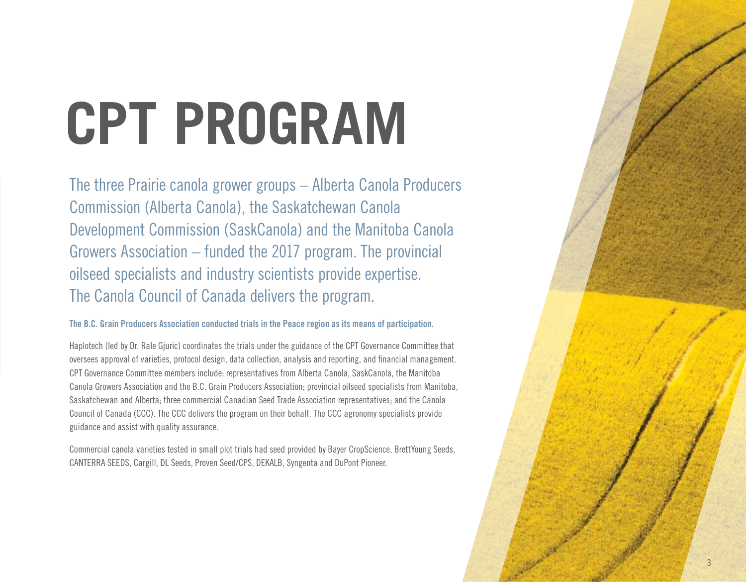# CPT PROGRAM

The three Prairie canola grower groups – Alberta Canola Producers Commission (Alberta Canola), the Saskatchewan Canola Development Commission (SaskCanola) and the Manitoba Canola Growers Association – funded the 2017 program. The provincial oilseed specialists and industry scientists provide expertise. The Canola Council of Canada delivers the program.

**The B.C. Grain Producers Association conducted trials in the Peace region as its means of participation.**

Haplotech (led by Dr. Rale Gjuric) coordinates the trials under the guidance of the CPT Governance Committee that oversees approval of varieties, protocol design, data collection, analysis and reporting, and financial management. CPT Governance Committee members include: representatives from Alberta Canola, SaskCanola, the Manitoba Canola Growers Association and the B.C. Grain Producers Association; provincial oilseed specialists from Manitoba, Saskatchewan and Alberta; three commercial Canadian Seed Trade Association representatives; and the Canola Council of Canada (CCC). The CCC delivers the program on their behalf. The CCC agronomy specialists provide guidance and assist with quality assurance.

Commercial canola varieties tested in small plot trials had seed provided by Bayer CropScience, BrettYoung Seeds, CANTERRA SEEDS, Cargill, DL Seeds, Proven Seed/CPS, DEKALB, Syngenta and DuPont Pioneer.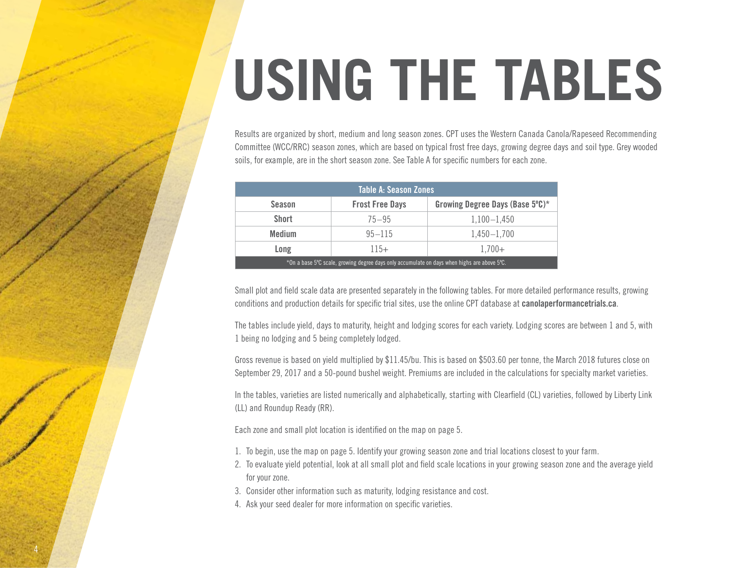# USING THE TABLES

Results are organized by short, medium and long season zones. CPT uses the Western Canada Canola/Rapeseed Recommending Committee (WCC/RRC) season zones, which are based on typical frost free days, growing degree days and soil type. Grey wooded soils, for example, are in the short season zone. See Table A for specific numbers for each zone.

| Table A: Season Zones | | |
|---|---|---|
| **Season** | **Frost Free Days** | **Growing Degree Days (Base 5ºC)*** |
| **Short** | 75–95 | 1,100–1,450 |
| **Medium** | 95–115 | 1,450–1,700 |
| **Long** | 115+ | 1,700+ |
| *On a base 5ºC scale, growing degree days only accumulate on days when highs are above 5ºC. | | |

Small plot and field scale data are presented separately in the following tables. For more detailed performance results, growing conditions and production details for specific trial sites, use the online CPT database at **canolaperformancetrials.ca**.

The tables include yield, days to maturity, height and lodging scores for each variety. Lodging scores are between 1 and 5, with 1 being no lodging and 5 being completely lodged.

Gross revenue is based on yield multiplied by $11.45/bu. This is based on $503.60 per tonne, the March 2018 futures close on September 29, 2017 and a 50-pound bushel weight. Premiums are included in the calculations for specialty market varieties.

In the tables, varieties are listed numerically and alphabetically, starting with Clearfield (CL) varieties, followed by Liberty Link (LL) and Roundup Ready (RR).

Each zone and small plot location is identified on the map on page 5.

1. To begin, use the map on page 5. Identify your growing season zone and trial locations closest to your farm.
2. To evaluate yield potential, look at all small plot and field scale locations in your growing season zone and the average yield for your zone.
3. Consider other information such as maturity, lodging resistance and cost.
4. Ask your seed dealer for more information on specific varieties.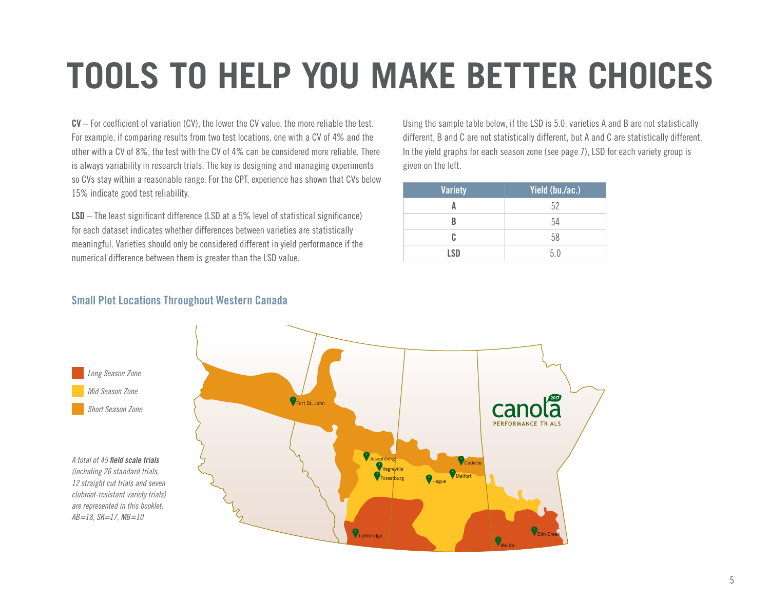# TOOLS TO HELP YOU MAKE BETTER CHOICES

**CV** – For coefficient of variation (CV), the lower the CV value, the more reliable the test. For example, if comparing results from two test locations, one with a CV of 4% and the other with a CV of 8%, the test with the CV of 4% can be considered more reliable. There is always variability in research trials. The key is designing and managing experiments so CVs stay within a reasonable range. For the CPT, experience has shown that CVs below 15% indicate good test reliability.

**LSD** – The least significant difference (LSD at a 5% level of statistical significance) for each dataset indicates whether differences between varieties are statistically meaningful. Varieties should only be considered different in yield performance if the numerical difference between them is greater than the LSD value.

Using the sample table below, if the LSD is 5.0, varieties A and B are not statistically different, B and C are not statistically different, but A and C are statistically different. In the yield graphs for each season zone (see page 7), LSD for each variety group is given on the left.

| Variety | Yield (bu./ac.) |
|---|---|
| A | 52 |
| B | 54 |
| C | 58 |
| LSD | 5.0 |

## Small Plot Locations Throughout Western Canada

*Long Season Zone*

*Mid Season Zone*

*Short Season Zone*

Fort St. John, Josephburg, Vegreville, Forestburg, Hague, Melfort, Codette, Lethbridge, Melita, Elm Creek

*A total of 45 **field scale trials** (including 26 standard trials, 12 straight cut trials and seven clubroot-resistant variety trials) are represented in this booklet: AB=18, SK=17, MB=10*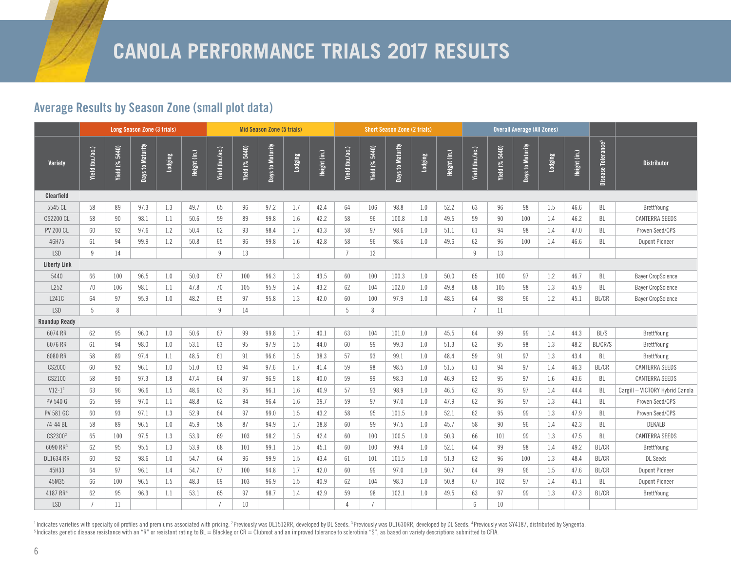# CANOLA PERFORMANCE TRIALS 2017 RESULTS

## Average Results by Season Zone (small plot data)

| Variety | Long Season Zone (3 trials) | | | | | Mid Season Zone (5 trials) | | | | | Short Season Zone (2 trials) | | | | | Overall Average (All Zones) | | | | | | |
|---|---|---|---|---|---|---|---|---|---|---|---|---|---|---|---|---|---|---|---|---|---|---|
| | Yield (bu./ac.) | Yield (% 5440) | Days to Maturity | Lodging | Height (in.) | Yield (bu./ac.) | Yield (% 5440) | Days to Maturity | Lodging | Height (in.) | Yield (bu./ac.) | Yield (% 5440) | Days to Maturity | Lodging | Height (in.) | Yield (bu./ac.) | Yield (% 5440) | Days to Maturity | Lodging | Height (in.) | Disease Tolerance[5] | Distributor |
| **Clearfield** | | | | | | | | | | | | | | | | | | | | | | |
| 5545 CL | 58 | 89 | 97.3 | 1.3 | 49.7 | 65 | 96 | 97.2 | 1.7 | 42.4 | 64 | 106 | 98.8 | 1.0 | 52.2 | 63 | 96 | 98 | 1.5 | 46.6 | BL | BrettYoung |
| CS2200 CL | 58 | 90 | 98.1 | 1.1 | 50.6 | 59 | 89 | 99.8 | 1.6 | 42.2 | 58 | 96 | 100.8 | 1.0 | 49.5 | 59 | 90 | 100 | 1.4 | 46.2 | BL | CANTERRA SEEDS |
| PV 200 CL | 60 | 92 | 97.6 | 1.2 | 50.4 | 62 | 93 | 98.4 | 1.7 | 43.3 | 58 | 97 | 98.6 | 1.0 | 51.1 | 61 | 94 | 98 | 1.4 | 47.0 | BL | Proven Seed/CPS |
| 46H75 | 61 | 94 | 99.9 | 1.2 | 50.8 | 65 | 96 | 99.8 | 1.6 | 42.8 | 58 | 96 | 98.6 | 1.0 | 49.6 | 62 | 96 | 100 | 1.4 | 46.6 | BL | Dupont Pioneer |
| LSD | 9 | 14 | | | | 9 | 13 | | | | 7 | 12 | | | | 9 | 13 | | | | | |
| **Liberty Link** | | | | | | | | | | | | | | | | | | | | | | |
| 5440 | 66 | 100 | 96.5 | 1.0 | 50.0 | 67 | 100 | 96.3 | 1.3 | 43.5 | 60 | 100 | 100.3 | 1.0 | 50.0 | 65 | 100 | 97 | 1.2 | 46.7 | BL | Bayer CropScience |
| L252 | 70 | 106 | 98.1 | 1.1 | 47.8 | 70 | 105 | 95.9 | 1.4 | 43.2 | 62 | 104 | 102.0 | 1.0 | 49.8 | 68 | 105 | 98 | 1.3 | 45.9 | BL | Bayer CropScience |
| L241C | 64 | 97 | 95.9 | 1.0 | 48.2 | 65 | 97 | 95.8 | 1.3 | 42.0 | 60 | 100 | 97.9 | 1.0 | 48.5 | 64 | 98 | 96 | 1.2 | 45.1 | BL/CR | Bayer CropScience |
| LSD | 5 | 8 | | | | 9 | 14 | | | | 5 | 8 | | | | 7 | 11 | | | | | |
| **Roundup Ready** | | | | | | | | | | | | | | | | | | | | | | |
| 6074 RR | 62 | 95 | 96.0 | 1.0 | 50.6 | 67 | 99 | 99.8 | 1.7 | 40.1 | 63 | 104 | 101.0 | 1.0 | 45.5 | 64 | 99 | 99 | 1.4 | 44.3 | BL/S | BrettYoung |
| 6076 RR | 61 | 94 | 98.0 | 1.0 | 53.1 | 63 | 95 | 97.9 | 1.5 | 44.0 | 60 | 99 | 99.3 | 1.0 | 51.3 | 62 | 95 | 98 | 1.3 | 48.2 | BL/CR/S | BrettYoung |
| 6080 RR | 58 | 89 | 97.4 | 1.1 | 48.5 | 61 | 91 | 96.6 | 1.5 | 38.3 | 57 | 93 | 99.1 | 1.0 | 48.4 | 59 | 91 | 97 | 1.3 | 43.4 | BL | BrettYoung |
| CS2000 | 60 | 92 | 96.1 | 1.0 | 51.0 | 63 | 94 | 97.6 | 1.7 | 41.4 | 59 | 98 | 98.5 | 1.0 | 51.5 | 61 | 94 | 97 | 1.4 | 46.3 | BL/CR | CANTERRA SEEDS |
| CS2100 | 58 | 90 | 97.3 | 1.8 | 47.4 | 64 | 97 | 96.9 | 1.8 | 40.0 | 59 | 99 | 98.3 | 1.0 | 46.9 | 62 | 95 | 97 | 1.6 | 43.6 | BL | CANTERRA SEEDS |
| V12-1[1] | 63 | 96 | 96.6 | 1.5 | 48.6 | 63 | 95 | 96.1 | 1.6 | 40.9 | 57 | 93 | 98.9 | 1.0 | 46.5 | 62 | 95 | 97 | 1.4 | 44.4 | BL | Cargill – VICTORY Hybrid Canola |
| PV 540 G | 65 | 99 | 97.0 | 1.1 | 48.8 | 62 | 94 | 96.4 | 1.6 | 39.7 | 59 | 97 | 97.0 | 1.0 | 47.9 | 62 | 96 | 97 | 1.3 | 44.1 | BL | Proven Seed/CPS |
| PV 581 GC | 60 | 93 | 97.1 | 1.3 | 52.9 | 64 | 97 | 99.0 | 1.5 | 43.2 | 58 | 95 | 101.5 | 1.0 | 52.1 | 62 | 95 | 99 | 1.3 | 47.9 | BL | Proven Seed/CPS |
| 74-44 BL | 58 | 89 | 96.5 | 1.0 | 45.9 | 58 | 87 | 94.9 | 1.7 | 38.8 | 60 | 99 | 97.5 | 1.0 | 45.7 | 58 | 90 | 96 | 1.4 | 42.3 | BL | DEKALB |
| CS2300[2] | 65 | 100 | 97.5 | 1.3 | 53.9 | 69 | 103 | 98.2 | 1.5 | 42.4 | 60 | 100 | 100.5 | 1.0 | 50.9 | 66 | 101 | 99 | 1.3 | 47.5 | BL | CANTERRA SEEDS |
| 6090 RR[3] | 62 | 95 | 95.5 | 1.3 | 53.9 | 68 | 101 | 99.1 | 1.5 | 45.1 | 60 | 100 | 99.4 | 1.0 | 52.1 | 64 | 99 | 98 | 1.4 | 49.2 | BL/CR | BrettYoung |
| DL1634 RR | 60 | 92 | 98.6 | 1.0 | 54.7 | 64 | 96 | 99.9 | 1.5 | 43.4 | 61 | 101 | 101.5 | 1.0 | 51.3 | 62 | 96 | 100 | 1.3 | 48.4 | BL/CR | DL Seeds |
| 45H33 | 64 | 97 | 96.1 | 1.4 | 54.7 | 67 | 100 | 94.8 | 1.7 | 42.0 | 60 | 99 | 97.0 | 1.0 | 50.7 | 64 | 99 | 96 | 1.5 | 47.6 | BL/CR | Dupont Pioneer |
| 45M35 | 66 | 100 | 96.5 | 1.5 | 48.3 | 69 | 103 | 96.9 | 1.5 | 40.9 | 62 | 104 | 98.3 | 1.0 | 50.8 | 67 | 102 | 97 | 1.4 | 45.1 | BL | Dupont Pioneer |
| 4187 RR[4] | 62 | 95 | 96.3 | 1.1 | 53.1 | 65 | 97 | 98.7 | 1.4 | 42.9 | 59 | 98 | 102.1 | 1.0 | 49.5 | 63 | 97 | 99 | 1.3 | 47.3 | BL/CR | BrettYoung |
| LSD | 7 | 11 | | | | 7 | 10 | | | | 4 | 7 | | | | 6 | 10 | | | | | |

[1] Indicates varieties with specialty oil profiles and premiums associated with pricing. [2] Previously was DL1512RR, developed by DL Seeds. [3] Previously was DL1630RR, developed by DL Seeds. [4] Previously was SY4187, distributed by Syngenta.
[5] Indicates genetic disease resistance with an "R" or resistant rating to BL = Blackleg or CR = Clubroot and an improved tolerance to sclerotinia "S", as based on variety descriptions submitted to CFIA.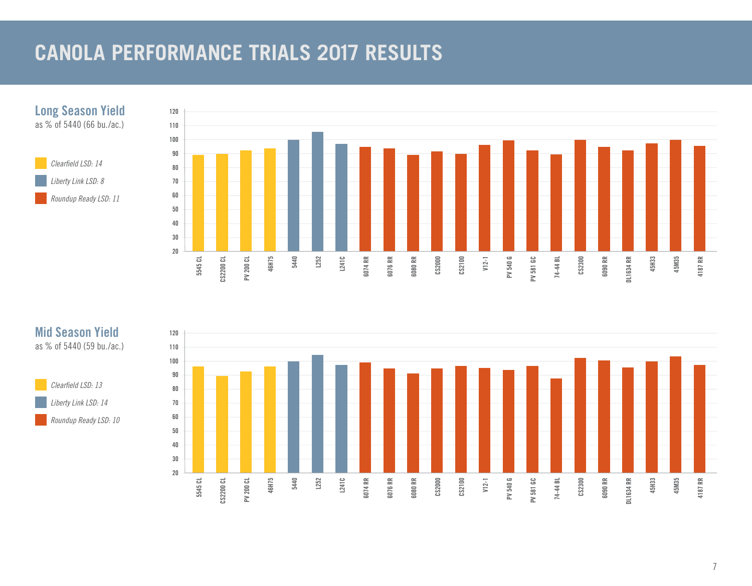# CANOLA PERFORMANCE TRIALS 2017 RESULTS

## Long Season Yield

as % of 5440 (66 bu./ac.)

*Clearfield LSD: 14*

*Liberty Link LSD: 8*

*Roundup Ready LSD: 11*

## Mid Season Yield

as % of 5440 (59 bu./ac.)

*Clearfield LSD: 13*

*Liberty Link LSD: 14*

*Roundup Ready LSD: 10*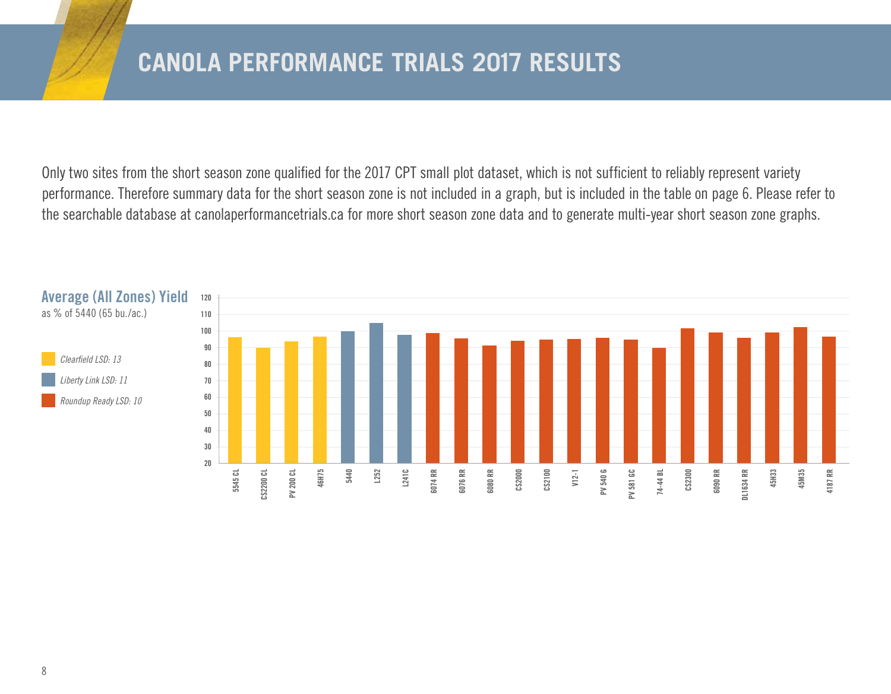# CANOLA PERFORMANCE TRIALS 2017 RESULTS

Only two sites from the short season zone qualified for the 2017 CPT small plot dataset, which is not sufficient to reliably represent variety performance. Therefore summary data for the short season zone is not included in a graph, but is included in the table on page 6. Please refer to the searchable database at canolaperformancetrials.ca for more short season zone data and to generate multi-year short season zone graphs.

## Average (All Zones) Yield

as % of 5440 (65 bu./ac.)

*Clearfield LSD: 13*

*Liberty Link LSD: 11*

*Roundup Ready LSD: 10*

Varieties shown: 5545 CL, CS2200 CL, PV 200 CL, 46H75, 5440, L252, L241C, 6074 RR, 6076 RR, 6080 RR, CS2000, CS2100, V12-1, PV 540 G, PV 581 GC, 74-44 BL, CS2300, 6090 RR, DL1634 RR, 45H33, 45M35, 4187 RR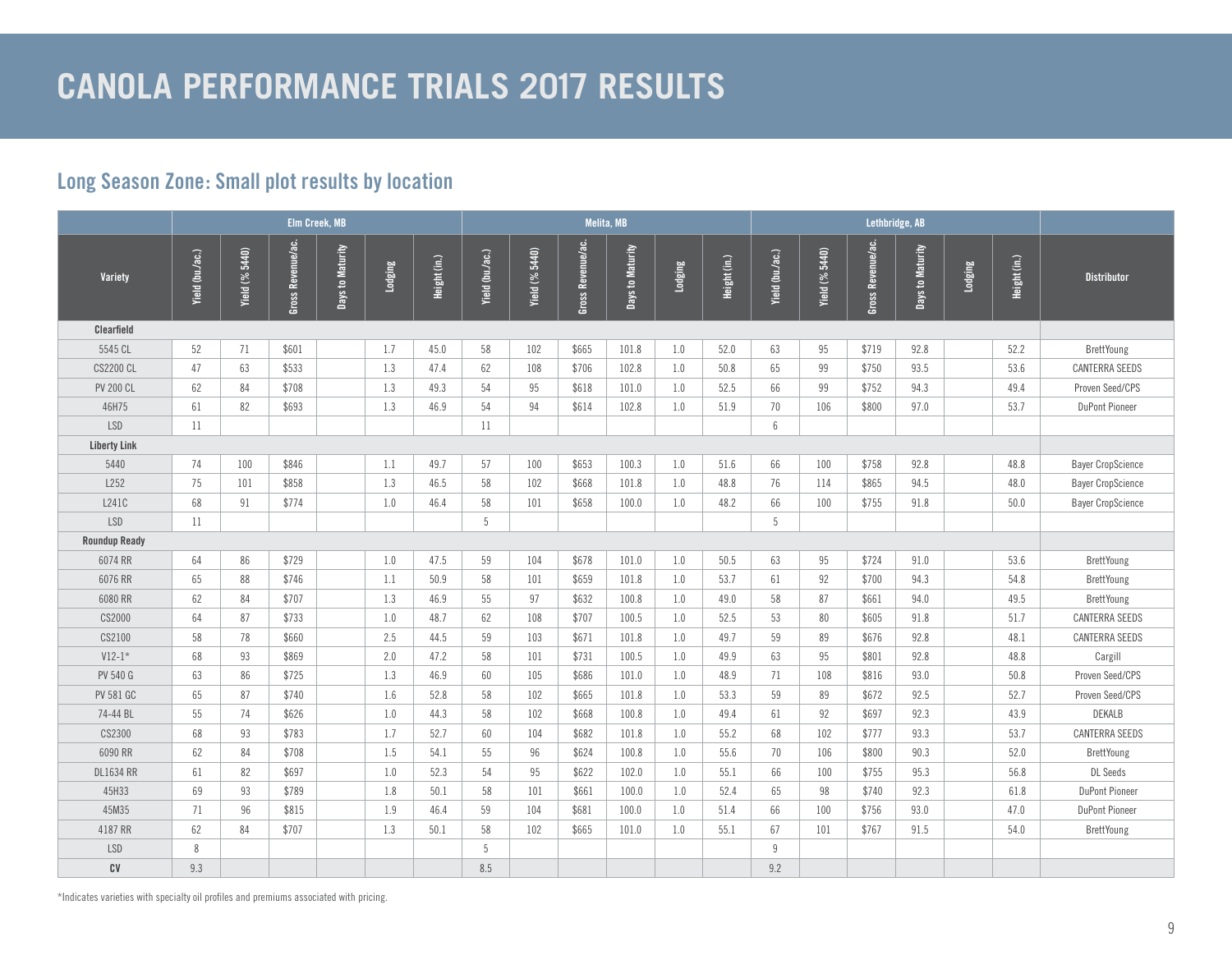# CANOLA PERFORMANCE TRIALS 2017 RESULTS

## Long Season Zone: Small plot results by location

| | Elm Creek, MB | | | | | | Melita, MB | | | | | | Lethbridge, AB | | | | | | |
|---|---|---|---|---|---|---|---|---|---|---|---|---|---|---|---|---|---|---|---|
| Variety | Yield (bu./ac.) | Yield (% 5440) | Gross Revenue/ac. | Days to Maturity | Lodging | Height (in.) | Yield (bu./ac.) | Yield (% 5440) | Gross Revenue/ac. | Days to Maturity | Lodging | Height (in.) | Yield (bu./ac.) | Yield (% 5440) | Gross Revenue/ac. | Days to Maturity | Lodging | Height (in.) | Distributor |
| **Clearfield** | | | | | | | | | | | | | | | | | | | |
| 5545 CL | 52 | 71 | $601 | | 1.7 | 45.0 | 58 | 102 | $665 | 101.8 | 1.0 | 52.0 | 63 | 95 | $719 | 92.8 | | 52.2 | BrettYoung |
| CS2200 CL | 47 | 63 | $533 | | 1.3 | 47.4 | 62 | 108 | $706 | 102.8 | 1.0 | 50.8 | 65 | 99 | $750 | 93.5 | | 53.6 | CANTERRA SEEDS |
| PV 200 CL | 62 | 84 | $708 | | 1.3 | 49.3 | 54 | 95 | $618 | 101.0 | 1.0 | 52.5 | 66 | 99 | $752 | 94.3 | | 49.4 | Proven Seed/CPS |
| 46H75 | 61 | 82 | $693 | | 1.3 | 46.9 | 54 | 94 | $614 | 102.8 | 1.0 | 51.9 | 70 | 106 | $800 | 97.0 | | 53.7 | DuPont Pioneer |
| LSD | 11 | | | | | | 11 | | | | | | 6 | | | | | | |
| **Liberty Link** | | | | | | | | | | | | | | | | | | | |
| 5440 | 74 | 100 | $846 | | 1.1 | 49.7 | 57 | 100 | $653 | 100.3 | 1.0 | 51.6 | 66 | 100 | $758 | 92.8 | | 48.8 | Bayer CropScience |
| L252 | 75 | 101 | $858 | | 1.3 | 46.5 | 58 | 102 | $668 | 101.8 | 1.0 | 48.8 | 76 | 114 | $865 | 94.5 | | 48.0 | Bayer CropScience |
| L241C | 68 | 91 | $774 | | 1.0 | 46.4 | 58 | 101 | $658 | 100.0 | 1.0 | 48.2 | 66 | 100 | $755 | 91.8 | | 50.0 | Bayer CropScience |
| LSD | 11 | | | | | | 5 | | | | | | 5 | | | | | | |
| **Roundup Ready** | | | | | | | | | | | | | | | | | | | |
| 6074 RR | 64 | 86 | $729 | | 1.0 | 47.5 | 59 | 104 | $678 | 101.0 | 1.0 | 50.5 | 63 | 95 | $724 | 91.0 | | 53.6 | BrettYoung |
| 6076 RR | 65 | 88 | $746 | | 1.1 | 50.9 | 58 | 101 | $659 | 101.8 | 1.0 | 53.7 | 61 | 92 | $700 | 94.3 | | 54.8 | BrettYoung |
| 6080 RR | 62 | 84 | $707 | | 1.3 | 46.9 | 55 | 97 | $632 | 100.8 | 1.0 | 49.0 | 58 | 87 | $661 | 94.0 | | 49.5 | BrettYoung |
| CS2000 | 64 | 87 | $733 | | 1.0 | 48.7 | 62 | 108 | $707 | 100.5 | 1.0 | 52.5 | 53 | 80 | $605 | 91.8 | | 51.7 | CANTERRA SEEDS |
| CS2100 | 58 | 78 | $660 | | 2.5 | 44.5 | 59 | 103 | $671 | 101.8 | 1.0 | 49.7 | 59 | 89 | $676 | 92.8 | | 48.1 | CANTERRA SEEDS |
| V12-1* | 68 | 93 | $869 | | 2.0 | 47.2 | 58 | 101 | $731 | 100.5 | 1.0 | 49.9 | 63 | 95 | $801 | 92.8 | | 48.8 | Cargill |
| PV 540 G | 63 | 86 | $725 | | 1.3 | 46.9 | 60 | 105 | $686 | 101.0 | 1.0 | 48.9 | 71 | 108 | $816 | 93.0 | | 50.8 | Proven Seed/CPS |
| PV 581 GC | 65 | 87 | $740 | | 1.6 | 52.8 | 58 | 102 | $665 | 101.8 | 1.0 | 53.3 | 59 | 89 | $672 | 92.5 | | 52.7 | Proven Seed/CPS |
| 74-44 BL | 55 | 74 | $626 | | 1.0 | 44.3 | 58 | 102 | $668 | 100.8 | 1.0 | 49.4 | 61 | 92 | $697 | 92.3 | | 43.9 | DEKALB |
| CS2300 | 68 | 93 | $783 | | 1.7 | 52.7 | 60 | 104 | $682 | 101.8 | 1.0 | 55.2 | 68 | 102 | $777 | 93.3 | | 53.7 | CANTERRA SEEDS |
| 6090 RR | 62 | 84 | $708 | | 1.5 | 54.1 | 55 | 96 | $624 | 100.8 | 1.0 | 55.6 | 70 | 106 | $800 | 90.3 | | 52.0 | BrettYoung |
| DL1634 RR | 61 | 82 | $697 | | 1.0 | 52.3 | 54 | 95 | $622 | 102.0 | 1.0 | 55.1 | 66 | 100 | $755 | 95.3 | | 56.8 | DL Seeds |
| 45H33 | 69 | 93 | $789 | | 1.8 | 50.1 | 58 | 101 | $661 | 100.0 | 1.0 | 52.4 | 65 | 98 | $740 | 92.3 | | 61.8 | DuPont Pioneer |
| 45M35 | 71 | 96 | $815 | | 1.9 | 46.4 | 59 | 104 | $681 | 100.0 | 1.0 | 51.4 | 66 | 100 | $756 | 93.0 | | 47.0 | DuPont Pioneer |
| 4187 RR | 62 | 84 | $707 | | 1.3 | 50.1 | 58 | 102 | $665 | 101.0 | 1.0 | 55.1 | 67 | 101 | $767 | 91.5 | | 54.0 | BrettYoung |
| LSD | 8 | | | | | | 5 | | | | | | 9 | | | | | | |
| **CV** | 9.3 | | | | | | 8.5 | | | | | | 9.2 | | | | | | |

*Indicates varieties with specialty oil profiles and premiums associated with pricing.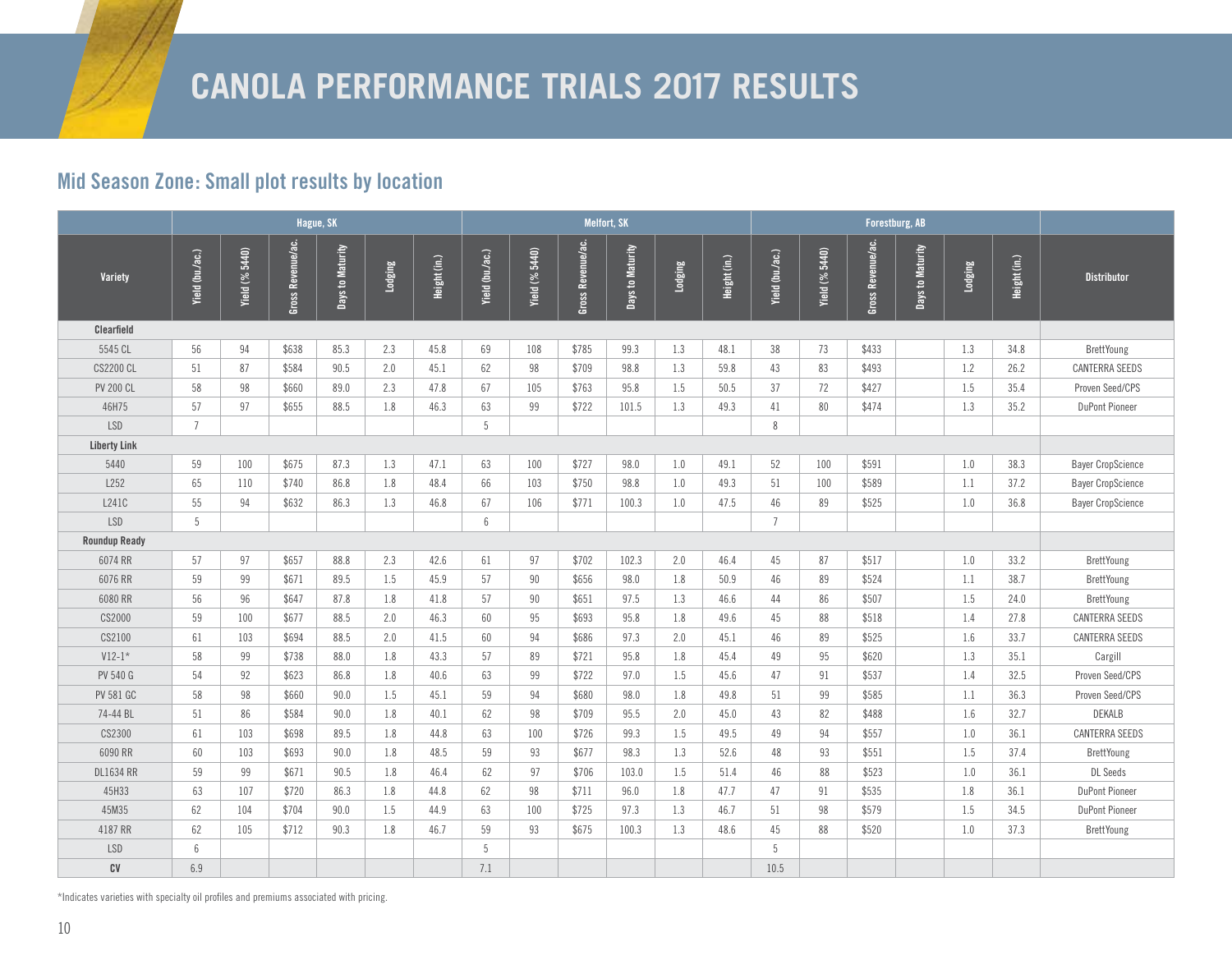# CANOLA PERFORMANCE TRIALS 2017 RESULTS

## Mid Season Zone: Small plot results by location

| | Hague, SK | | | | | | Melfort, SK | | | | | | Forestburg, AB | | | | | | |
|---|---|---|---|---|---|---|---|---|---|---|---|---|---|---|---|---|---|---|---|
| Variety | Yield (bu./ac.) | Yield (% 5440) | Gross Revenue/ac. | Days to Maturity | Lodging | Height (in.) | Yield (bu./ac.) | Yield (% 5440) | Gross Revenue/ac. | Days to Maturity | Lodging | Height (in.) | Yield (bu./ac.) | Yield (% 5440) | Gross Revenue/ac. | Days to Maturity | Lodging | Height (in.) | Distributor |
| **Clearfield** | | | | | | | | | | | | | | | | | | | |
| 5545 CL | 56 | 94 | $638 | 85.3 | 2.3 | 45.8 | 69 | 108 | $785 | 99.3 | 1.3 | 48.1 | 38 | 73 | $433 | | 1.3 | 34.8 | BrettYoung |
| CS2200 CL | 51 | 87 | $584 | 90.5 | 2.0 | 45.1 | 62 | 98 | $709 | 98.8 | 1.3 | 59.8 | 43 | 83 | $493 | | 1.2 | 26.2 | CANTERRA SEEDS |
| PV 200 CL | 58 | 98 | $660 | 89.0 | 2.3 | 47.8 | 67 | 105 | $763 | 95.8 | 1.5 | 50.5 | 37 | 72 | $427 | | 1.5 | 35.4 | Proven Seed/CPS |
| 46H75 | 57 | 97 | $655 | 88.5 | 1.8 | 46.3 | 63 | 99 | $722 | 101.5 | 1.3 | 49.3 | 41 | 80 | $474 | | 1.3 | 35.2 | DuPont Pioneer |
| LSD | 7 | | | | | | 5 | | | | | | 8 | | | | | | |
| **Liberty Link** | | | | | | | | | | | | | | | | | | | |
| 5440 | 59 | 100 | $675 | 87.3 | 1.3 | 47.1 | 63 | 100 | $727 | 98.0 | 1.0 | 49.1 | 52 | 100 | $591 | | 1.0 | 38.3 | Bayer CropScience |
| L252 | 65 | 110 | $740 | 86.8 | 1.8 | 48.4 | 66 | 103 | $750 | 98.8 | 1.0 | 49.3 | 51 | 100 | $589 | | 1.1 | 37.2 | Bayer CropScience |
| L241C | 55 | 94 | $632 | 86.3 | 1.3 | 46.8 | 67 | 106 | $771 | 100.3 | 1.0 | 47.5 | 46 | 89 | $525 | | 1.0 | 36.8 | Bayer CropScience |
| LSD | 5 | | | | | | 6 | | | | | | 7 | | | | | | |
| **Roundup Ready** | | | | | | | | | | | | | | | | | | | |
| 6074 RR | 57 | 97 | $657 | 88.8 | 2.3 | 42.6 | 61 | 97 | $702 | 102.3 | 2.0 | 46.4 | 45 | 87 | $517 | | 1.0 | 33.2 | BrettYoung |
| 6076 RR | 59 | 99 | $671 | 89.5 | 1.5 | 45.9 | 57 | 90 | $656 | 98.0 | 1.8 | 50.9 | 46 | 89 | $524 | | 1.1 | 38.7 | BrettYoung |
| 6080 RR | 56 | 96 | $647 | 87.8 | 1.8 | 41.8 | 57 | 90 | $651 | 97.5 | 1.3 | 46.6 | 44 | 86 | $507 | | 1.5 | 24.0 | BrettYoung |
| CS2000 | 59 | 100 | $677 | 88.5 | 2.0 | 46.3 | 60 | 95 | $693 | 95.8 | 1.8 | 49.6 | 45 | 88 | $518 | | 1.4 | 27.8 | CANTERRA SEEDS |
| CS2100 | 61 | 103 | $694 | 88.5 | 2.0 | 41.5 | 60 | 94 | $686 | 97.3 | 2.0 | 45.1 | 46 | 89 | $525 | | 1.6 | 33.7 | CANTERRA SEEDS |
| V12-1* | 58 | 99 | $738 | 88.0 | 1.8 | 43.3 | 57 | 89 | $721 | 95.8 | 1.8 | 45.4 | 49 | 95 | $620 | | 1.3 | 35.1 | Cargill |
| PV 540 G | 54 | 92 | $623 | 86.8 | 1.8 | 40.6 | 63 | 99 | $722 | 97.0 | 1.5 | 45.6 | 47 | 91 | $537 | | 1.4 | 32.5 | Proven Seed/CPS |
| PV 581 GC | 58 | 98 | $660 | 90.0 | 1.5 | 45.1 | 59 | 94 | $680 | 98.0 | 1.8 | 49.8 | 51 | 99 | $585 | | 1.1 | 36.3 | Proven Seed/CPS |
| 74-44 BL | 51 | 86 | $584 | 90.0 | 1.8 | 40.1 | 62 | 98 | $709 | 95.5 | 2.0 | 45.0 | 43 | 82 | $488 | | 1.6 | 32.7 | DEKALB |
| CS2300 | 61 | 103 | $698 | 89.5 | 1.8 | 44.8 | 63 | 100 | $726 | 99.3 | 1.5 | 49.5 | 49 | 94 | $557 | | 1.0 | 36.1 | CANTERRA SEEDS |
| 6090 RR | 60 | 103 | $693 | 90.0 | 1.8 | 48.5 | 59 | 93 | $677 | 98.3 | 1.3 | 52.6 | 48 | 93 | $551 | | 1.5 | 37.4 | BrettYoung |
| DL1634 RR | 59 | 99 | $671 | 90.5 | 1.8 | 46.4 | 62 | 97 | $706 | 103.0 | 1.5 | 51.4 | 46 | 88 | $523 | | 1.0 | 36.1 | DL Seeds |
| 45H33 | 63 | 107 | $720 | 86.3 | 1.8 | 44.8 | 62 | 98 | $711 | 96.0 | 1.8 | 47.7 | 47 | 91 | $535 | | 1.8 | 36.1 | DuPont Pioneer |
| 45M35 | 62 | 104 | $704 | 90.0 | 1.5 | 44.9 | 63 | 100 | $725 | 97.3 | 1.3 | 46.7 | 51 | 98 | $579 | | 1.5 | 34.5 | DuPont Pioneer |
| 4187 RR | 62 | 105 | $712 | 90.3 | 1.8 | 46.7 | 59 | 93 | $675 | 100.3 | 1.3 | 48.6 | 45 | 88 | $520 | | 1.0 | 37.3 | BrettYoung |
| LSD | 6 | | | | | | 5 | | | | | | 5 | | | | | | |
| **CV** | 6.9 | | | | | | 7.1 | | | | | | 10.5 | | | | | | |

*Indicates varieties with specialty oil profiles and premiums associated with pricing.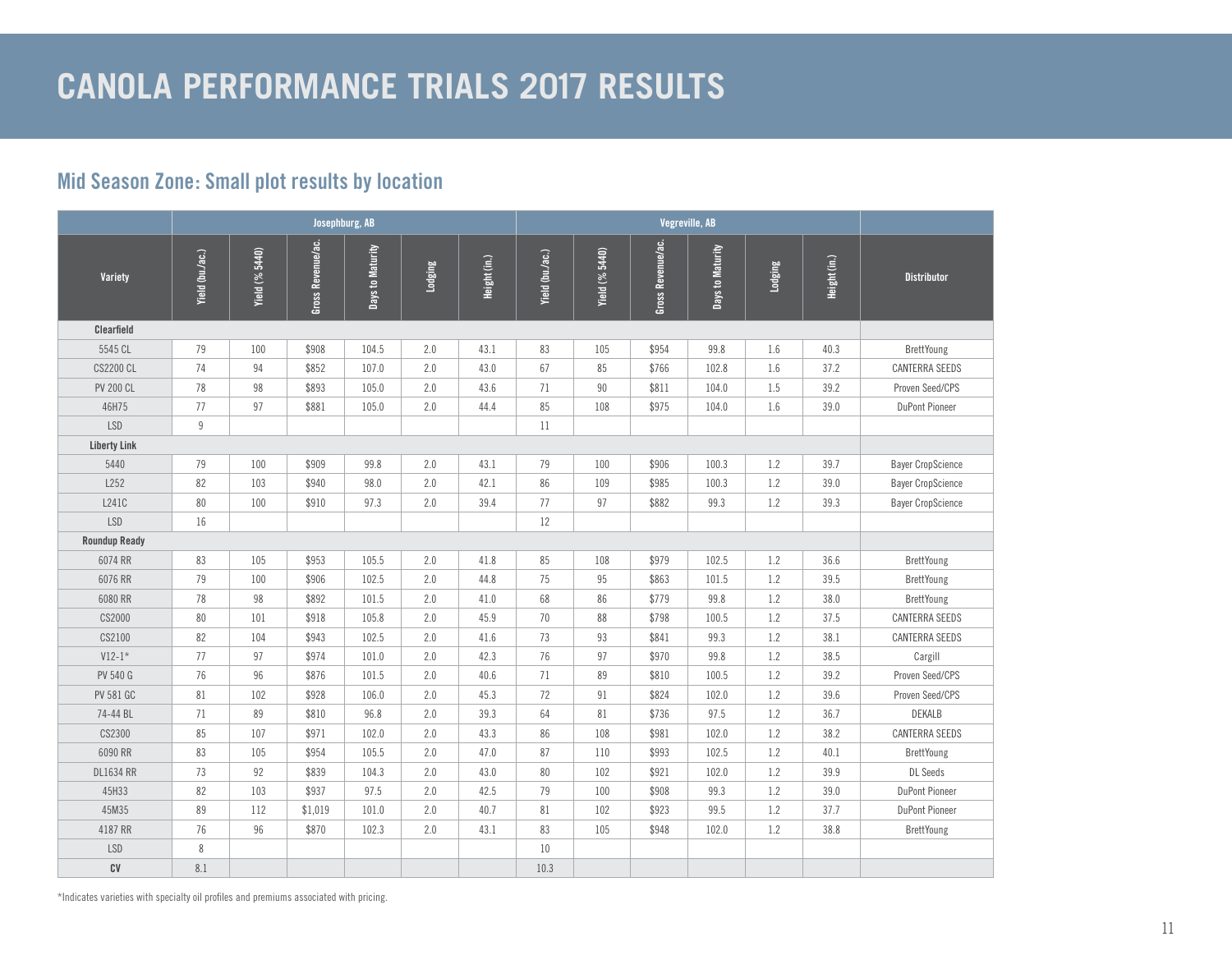# CANOLA PERFORMANCE TRIALS 2017 RESULTS

## Mid Season Zone: Small plot results by location

| | Josephburg, AB | | | | | | Vegreville, AB | | | | | | |
|---|---|---|---|---|---|---|---|---|---|---|---|---|---|
| Variety | Yield (bu./ac.) | Yield (% 5440) | Gross Revenue/ac. | Days to Maturity | Lodging | Height (in.) | Yield (bu./ac.) | Yield (% 5440) | Gross Revenue/ac. | Days to Maturity | Lodging | Height (in.) | Distributor |
| **Clearfield** | | | | | | | | | | | | | |
| 5545 CL | 79 | 100 | $908 | 104.5 | 2.0 | 43.1 | 83 | 105 | $954 | 99.8 | 1.6 | 40.3 | BrettYoung |
| CS2200 CL | 74 | 94 | $852 | 107.0 | 2.0 | 43.0 | 67 | 85 | $766 | 102.8 | 1.6 | 37.2 | CANTERRA SEEDS |
| PV 200 CL | 78 | 98 | $893 | 105.0 | 2.0 | 43.6 | 71 | 90 | $811 | 104.0 | 1.5 | 39.2 | Proven Seed/CPS |
| 46H75 | 77 | 97 | $881 | 105.0 | 2.0 | 44.4 | 85 | 108 | $975 | 104.0 | 1.6 | 39.0 | DuPont Pioneer |
| LSD | 9 | | | | | | 11 | | | | | | |
| **Liberty Link** | | | | | | | | | | | | | |
| 5440 | 79 | 100 | $909 | 99.8 | 2.0 | 43.1 | 79 | 100 | $906 | 100.3 | 1.2 | 39.7 | Bayer CropScience |
| L252 | 82 | 103 | $940 | 98.0 | 2.0 | 42.1 | 86 | 109 | $985 | 100.3 | 1.2 | 39.0 | Bayer CropScience |
| L241C | 80 | 100 | $910 | 97.3 | 2.0 | 39.4 | 77 | 97 | $882 | 99.3 | 1.2 | 39.3 | Bayer CropScience |
| LSD | 16 | | | | | | 12 | | | | | | |
| **Roundup Ready** | | | | | | | | | | | | | |
| 6074 RR | 83 | 105 | $953 | 105.5 | 2.0 | 41.8 | 85 | 108 | $979 | 102.5 | 1.2 | 36.6 | BrettYoung |
| 6076 RR | 79 | 100 | $906 | 102.5 | 2.0 | 44.8 | 75 | 95 | $863 | 101.5 | 1.2 | 39.5 | BrettYoung |
| 6080 RR | 78 | 98 | $892 | 101.5 | 2.0 | 41.0 | 68 | 86 | $779 | 99.8 | 1.2 | 38.0 | BrettYoung |
| CS2000 | 80 | 101 | $918 | 105.8 | 2.0 | 45.9 | 70 | 88 | $798 | 100.5 | 1.2 | 37.5 | CANTERRA SEEDS |
| CS2100 | 82 | 104 | $943 | 102.5 | 2.0 | 41.6 | 73 | 93 | $841 | 99.3 | 1.2 | 38.1 | CANTERRA SEEDS |
| V12-1* | 77 | 97 | $974 | 101.0 | 2.0 | 42.3 | 76 | 97 | $970 | 99.8 | 1.2 | 38.5 | Cargill |
| PV 540 G | 76 | 96 | $876 | 101.5 | 2.0 | 40.6 | 71 | 89 | $810 | 100.5 | 1.2 | 39.2 | Proven Seed/CPS |
| PV 581 GC | 81 | 102 | $928 | 106.0 | 2.0 | 45.3 | 72 | 91 | $824 | 102.0 | 1.2 | 39.6 | Proven Seed/CPS |
| 74-44 BL | 71 | 89 | $810 | 96.8 | 2.0 | 39.3 | 64 | 81 | $736 | 97.5 | 1.2 | 36.7 | DEKALB |
| CS2300 | 85 | 107 | $971 | 102.0 | 2.0 | 43.3 | 86 | 108 | $981 | 102.0 | 1.2 | 38.2 | CANTERRA SEEDS |
| 6090 RR | 83 | 105 | $954 | 105.5 | 2.0 | 47.0 | 87 | 110 | $993 | 102.5 | 1.2 | 40.1 | BrettYoung |
| DL1634 RR | 73 | 92 | $839 | 104.3 | 2.0 | 43.0 | 80 | 102 | $921 | 102.0 | 1.2 | 39.9 | DL Seeds |
| 45H33 | 82 | 103 | $937 | 97.5 | 2.0 | 42.5 | 79 | 100 | $908 | 99.3 | 1.2 | 39.0 | DuPont Pioneer |
| 45M35 | 89 | 112 | $1,019 | 101.0 | 2.0 | 40.7 | 81 | 102 | $923 | 99.5 | 1.2 | 37.7 | DuPont Pioneer |
| 4187 RR | 76 | 96 | $870 | 102.3 | 2.0 | 43.1 | 83 | 105 | $948 | 102.0 | 1.2 | 38.8 | BrettYoung |
| LSD | 8 | | | | | | 10 | | | | | | |
| **CV** | 8.1 | | | | | | 10.3 | | | | | | |

*Indicates varieties with specialty oil profiles and premiums associated with pricing.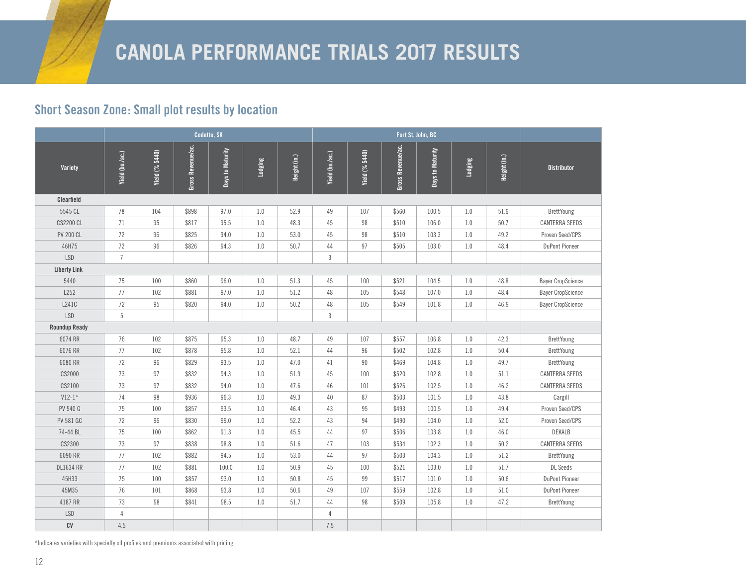# CANOLA PERFORMANCE TRIALS 2017 RESULTS

## Short Season Zone: Small plot results by location

| | Codette, SK | | | | | | Fort St. John, BC | | | | | | |
|---|---|---|---|---|---|---|---|---|---|---|---|---|---|
| Variety | Yield (bu./ac.) | Yield (% 5440) | Gross Revenue/ac. | Days to Maturity | Lodging | Height (in.) | Yield (bu./ac.) | Yield (% 5440) | Gross Revenue/ac. | Days to Maturity | Lodging | Height (in.) | Distributor |
| **Clearfield** | | | | | | | | | | | | | |
| 5545 CL | 78 | 104 | $898 | 97.0 | 1.0 | 52.9 | 49 | 107 | $560 | 100.5 | 1.0 | 51.6 | BrettYoung |
| CS2200 CL | 71 | 95 | $817 | 95.5 | 1.0 | 48.3 | 45 | 98 | $510 | 106.0 | 1.0 | 50.7 | CANTERRA SEEDS |
| PV 200 CL | 72 | 96 | $825 | 94.0 | 1.0 | 53.0 | 45 | 98 | $510 | 103.3 | 1.0 | 49.2 | Proven Seed/CPS |
| 46H75 | 72 | 96 | $826 | 94.3 | 1.0 | 50.7 | 44 | 97 | $505 | 103.0 | 1.0 | 48.4 | DuPont Pioneer |
| LSD | 7 | | | | | | 3 | | | | | | |
| **Liberty Link** | | | | | | | | | | | | | |
| 5440 | 75 | 100 | $860 | 96.0 | 1.0 | 51.3 | 45 | 100 | $521 | 104.5 | 1.0 | 48.8 | Bayer CropScience |
| L252 | 77 | 102 | $881 | 97.0 | 1.0 | 51.2 | 48 | 105 | $548 | 107.0 | 1.0 | 48.4 | Bayer CropScience |
| L241C | 72 | 95 | $820 | 94.0 | 1.0 | 50.2 | 48 | 105 | $549 | 101.8 | 1.0 | 46.9 | Bayer CropScience |
| LSD | 5 | | | | | | 3 | | | | | | |
| **Roundup Ready** | | | | | | | | | | | | | |
| 6074 RR | 76 | 102 | $875 | 95.3 | 1.0 | 48.7 | 49 | 107 | $557 | 106.8 | 1.0 | 42.3 | BrettYoung |
| 6076 RR | 77 | 102 | $878 | 95.8 | 1.0 | 52.1 | 44 | 96 | $502 | 102.8 | 1.0 | 50.4 | BrettYoung |
| 6080 RR | 72 | 96 | $829 | 93.5 | 1.0 | 47.0 | 41 | 90 | $469 | 104.8 | 1.0 | 49.7 | BrettYoung |
| CS2000 | 73 | 97 | $832 | 94.3 | 1.0 | 51.9 | 45 | 100 | $520 | 102.8 | 1.0 | 51.1 | CANTERRA SEEDS |
| CS2100 | 73 | 97 | $832 | 94.0 | 1.0 | 47.6 | 46 | 101 | $526 | 102.5 | 1.0 | 46.2 | CANTERRA SEEDS |
| V12-1* | 74 | 98 | $936 | 96.3 | 1.0 | 49.3 | 40 | 87 | $503 | 101.5 | 1.0 | 43.8 | Cargill |
| PV 540 G | 75 | 100 | $857 | 93.5 | 1.0 | 46.4 | 43 | 95 | $493 | 100.5 | 1.0 | 49.4 | Proven Seed/CPS |
| PV 581 GC | 72 | 96 | $830 | 99.0 | 1.0 | 52.2 | 43 | 94 | $490 | 104.0 | 1.0 | 52.0 | Proven Seed/CPS |
| 74-44 BL | 75 | 100 | $862 | 91.3 | 1.0 | 45.5 | 44 | 97 | $506 | 103.8 | 1.0 | 46.0 | DEKALB |
| CS2300 | 73 | 97 | $838 | 98.8 | 1.0 | 51.6 | 47 | 103 | $534 | 102.3 | 1.0 | 50.2 | CANTERRA SEEDS |
| 6090 RR | 77 | 102 | $882 | 94.5 | 1.0 | 53.0 | 44 | 97 | $503 | 104.3 | 1.0 | 51.2 | BrettYoung |
| DL1634 RR | 77 | 102 | $881 | 100.0 | 1.0 | 50.9 | 45 | 100 | $521 | 103.0 | 1.0 | 51.7 | DL Seeds |
| 45H33 | 75 | 100 | $857 | 93.0 | 1.0 | 50.8 | 45 | 99 | $517 | 101.0 | 1.0 | 50.6 | DuPont Pioneer |
| 45M35 | 76 | 101 | $868 | 93.8 | 1.0 | 50.6 | 49 | 107 | $559 | 102.8 | 1.0 | 51.0 | DuPont Pioneer |
| 4187 RR | 73 | 98 | $841 | 98.5 | 1.0 | 51.7 | 44 | 98 | $509 | 105.8 | 1.0 | 47.2 | BrettYoung |
| LSD | 4 | | | | | | 4 | | | | | | |
| **CV** | 4.5 | | | | | | 7.5 | | | | | | |

*Indicates varieties with specialty oil profiles and premiums associated with pricing.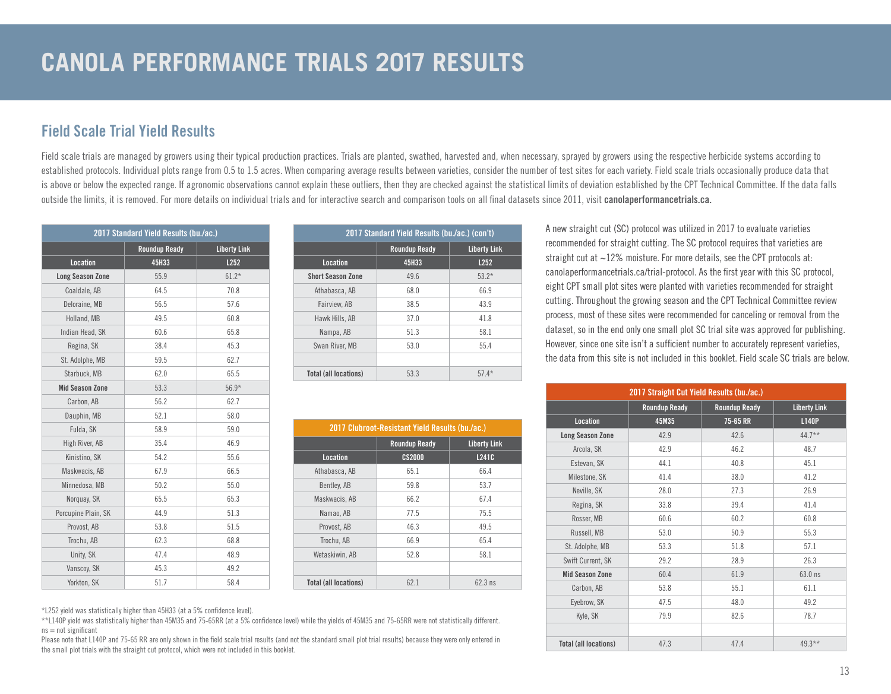# CANOLA PERFORMANCE TRIALS 2017 RESULTS

## Field Scale Trial Yield Results

Field scale trials are managed by growers using their typical production practices. Trials are planted, swathed, harvested and, when necessary, sprayed by growers using the respective herbicide systems according to established protocols. Individual plots range from 0.5 to 1.5 acres. When comparing average results between varieties, consider the number of test sites for each variety. Field scale trials occasionally produce data that is above or below the expected range. If agronomic observations cannot explain these outliers, then they are checked against the statistical limits of deviation established by the CPT Technical Committee. If the data falls outside the limits, it is removed. For more details on individual trials and for interactive search and comparison tools on all final datasets since 2011, visit **canolaperformancetrials.ca.**

| 2017 Standard Yield Results (bu./ac.) | | |
|---|---|---|
| | Roundup Ready | Liberty Link |
| Location | 45H33 | L252 |
| **Long Season Zone** | 55.9 | 61.2* |
| Coaldale, AB | 64.5 | 70.8 |
| Deloraine, MB | 56.5 | 57.6 |
| Holland, MB | 49.5 | 60.8 |
| Indian Head, SK | 60.6 | 65.8 |
| Regina, SK | 38.4 | 45.3 |
| St. Adolphe, MB | 59.5 | 62.7 |
| Starbuck, MB | 62.0 | 65.5 |
| **Mid Season Zone** | 53.3 | 56.9* |
| Carbon, AB | 56.2 | 62.7 |
| Dauphin, MB | 52.1 | 58.0 |
| Fulda, SK | 58.9 | 59.0 |
| High River, AB | 35.4 | 46.9 |
| Kinistino, SK | 54.2 | 55.6 |
| Maskwacis, AB | 67.9 | 66.5 |
| Minnedosa, MB | 50.2 | 55.0 |
| Norquay, SK | 65.5 | 65.3 |
| Porcupine Plain, SK | 44.9 | 51.3 |
| Provost, AB | 53.8 | 51.5 |
| Trochu, AB | 62.3 | 68.8 |
| Unity, SK | 47.4 | 48.9 |
| Vanscoy, SK | 45.3 | 49.2 |
| Yorkton, SK | 51.7 | 58.4 |

| 2017 Standard Yield Results (bu./ac.) (con't) | | |
|---|---|---|
| | Roundup Ready | Liberty Link |
| Location | 45H33 | L252 |
| **Short Season Zone** | 49.6 | 53.2* |
| Athabasca, AB | 68.0 | 66.9 |
| Fairview, AB | 38.5 | 43.9 |
| Hawk Hills, AB | 37.0 | 41.8 |
| Nampa, AB | 51.3 | 58.1 |
| Swan River, MB | 53.0 | 55.4 |
| | | |
| **Total (all locations)** | 53.3 | 57.4* |

| 2017 Clubroot-Resistant Yield Results (bu./ac.) | | |
|---|---|---|
| | Roundup Ready | Liberty Link |
| Location | CS2000 | L241C |
| Athabasca, AB | 65.1 | 66.4 |
| Bentley, AB | 59.8 | 53.7 |
| Maskwacis, AB | 66.2 | 67.4 |
| Namao, AB | 77.5 | 75.5 |
| Provost, AB | 46.3 | 49.5 |
| Trochu, AB | 66.9 | 65.4 |
| Wetaskiwin, AB | 52.8 | 58.1 |
| | | |
| **Total (all locations)** | 62.1 | 62.3 ns |

A new straight cut (SC) protocol was utilized in 2017 to evaluate varieties recommended for straight cutting. The SC protocol requires that varieties are straight cut at ~12% moisture. For more details, see the CPT protocols at: canolaperformancetrials.ca/trial-protocol. As the first year with this SC protocol, eight CPT small plot sites were planted with varieties recommended for straight cutting. Throughout the growing season and the CPT Technical Committee review process, most of these sites were recommended for canceling or removal from the dataset, so in the end only one small plot SC trial site was approved for publishing. However, since one site isn't a sufficient number to accurately represent varieties, the data from this site is not included in this booklet. Field scale SC trials are below.

| 2017 Straight Cut Yield Results (bu./ac.) | | | |
|---|---|---|---|
| | Roundup Ready | Roundup Ready | Liberty Link |
| Location | 45M35 | 75-65 RR | L140P |
| **Long Season Zone** | 42.9 | 42.6 | 44.7** |
| Arcola, SK | 42.9 | 46.2 | 48.7 |
| Estevan, SK | 44.1 | 40.8 | 45.1 |
| Milestone, SK | 41.4 | 38.0 | 41.2 |
| Neville, SK | 28.0 | 27.3 | 26.9 |
| Regina, SK | 33.8 | 39.4 | 41.4 |
| Rosser, MB | 60.6 | 60.2 | 60.8 |
| Russell, MB | 53.0 | 50.9 | 55.3 |
| St. Adolphe, MB | 53.3 | 51.8 | 57.1 |
| Swift Current, SK | 29.2 | 28.9 | 26.3 |
| **Mid Season Zone** | 60.4 | 61.9 | 63.0 ns |
| Carbon, AB | 53.8 | 55.1 | 61.1 |
| Eyebrow, SK | 47.5 | 48.0 | 49.2 |
| Kyle, SK | 79.9 | 82.6 | 78.7 |
| | | | |
| **Total (all locations)** | 47.3 | 47.4 | 49.3** |

*L252 yield was statistically higher than 45H33 (at a 5% confidence level).

**L140P yield was statistically higher than 45M35 and 75-65RR (at a 5% confidence level) while the yields of 45M35 and 75-65RR were not statistically different.

ns = not significant

Please note that L140P and 75-65 RR are only shown in the field scale trial results (and not the standard small plot trial results) because they were only entered in the small plot trials with the straight cut protocol, which were not included in this booklet.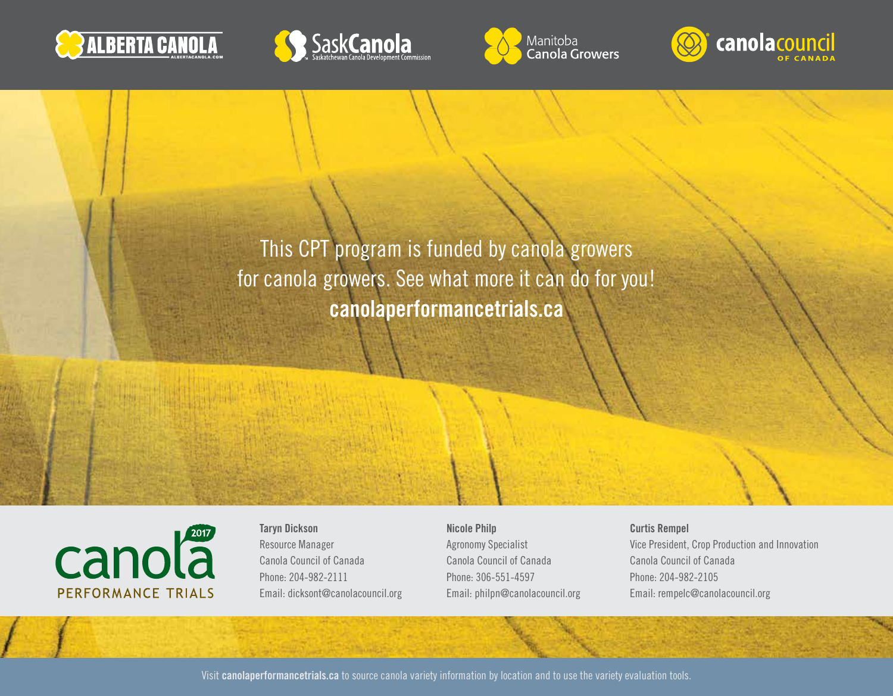ALBERTA CANOLA

SaskCanola — Saskatchewan Canola Development Commission

Manitoba Canola Growers

canolacouncil OF CANADA

This CPT program is funded by canola growers for canola growers. See what more it can do for you!

**canolaperformancetrials.ca**

canola 2017 PERFORMANCE TRIALS

**Taryn Dickson**
Resource Manager
Canola Council of Canada
Phone: 204-982-2111
Email: dicksont@canolacouncil.org

**Nicole Philp**
Agronomy Specialist
Canola Council of Canada
Phone: 306-551-4597
Email: philpn@canolacouncil.org

**Curtis Rempel**
Vice President, Crop Production and Innovation
Canola Council of Canada
Phone: 204-982-2105
Email: rempelc@canolacouncil.org

Visit **canolaperformancetrials.ca** to source canola variety information by location and to use the variety evaluation tools.